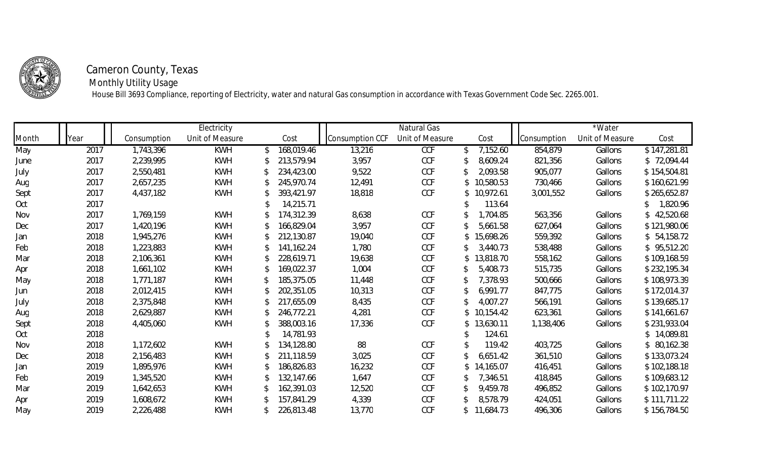# Cameron County, Texas

## Monthly Utility Usage

House Bill 3693 Compliance, reporting of Electricity, water and natural Gas consumption in accordance with Texas Government Code Sec. 2265.001.

| | | Electricity | | | Natural Gas | | | *Water | | |
|---|---|---|---|---|---|---|---|---|---|---|
| Month | Year | Consumption | Unit of Measure | Cost | Consumption CCF | Unit of Measure | Cost | Consumption | Unit of Measure | Cost |
| May | 2017 | 1,743,396 | KWH | $ 168,019.46 | 13,216 | CCF | $ 7,152.60 | 854,879 | Gallons | $ 147,281.81 |
| June | 2017 | 2,239,995 | KWH | $ 213,579.94 | 3,957 | CCF | $ 8,609.24 | 821,356 | Gallons | $ 72,094.44 |
| July | 2017 | 2,550,481 | KWH | $ 234,423.00 | 9,522 | CCF | $ 2,093.58 | 905,077 | Gallons | $ 154,504.81 |
| Aug | 2017 | 2,657,235 | KWH | $ 245,970.74 | 12,491 | CCF | $ 10,580.53 | 730,466 | Gallons | $ 160,621.99 |
| Sept | 2017 | 4,437,182 | KWH | $ 393,421.97 | 18,818 | CCF | $ 10,972.61 | 3,001,552 | Gallons | $ 265,652.87 |
| Oct | 2017 | | | $ 14,215.71 | | | $ 113.64 | | | $ 1,820.96 |
| Nov | 2017 | 1,769,159 | KWH | $ 174,312.39 | 8,638 | CCF | $ 1,704.85 | 563,356 | Gallons | $ 42,520.68 |
| Dec | 2017 | 1,420,196 | KWH | $ 166,829.04 | 3,957 | CCF | $ 5,661.58 | 627,064 | Gallons | $ 121,980.06 |
| Jan | 2018 | 1,945,276 | KWH | $ 212,130.87 | 19,040 | CCF | $ 15,698.26 | 559,392 | Gallons | $ 54,158.72 |
| Feb | 2018 | 1,223,883 | KWH | $ 141,162.24 | 1,780 | CCF | $ 3,440.73 | 538,488 | Gallons | $ 95,512.20 |
| Mar | 2018 | 2,106,361 | KWH | $ 228,619.71 | 19,638 | CCF | $ 13,818.70 | 558,162 | Gallons | $ 109,168.59 |
| Apr | 2018 | 1,661,102 | KWH | $ 169,022.37 | 1,004 | CCF | $ 5,408.73 | 515,735 | Gallons | $ 232,195.34 |
| May | 2018 | 1,771,187 | KWH | $ 185,375.05 | 11,448 | CCF | $ 7,378.93 | 500,666 | Gallons | $ 108,973.39 |
| Jun | 2018 | 2,012,415 | KWH | $ 202,351.05 | 10,313 | CCF | $ 6,991.77 | 847,775 | Gallons | $ 172,014.37 |
| July | 2018 | 2,375,848 | KWH | $ 217,655.09 | 8,435 | CCF | $ 4,007.27 | 566,191 | Gallons | $ 139,685.17 |
| Aug | 2018 | 2,629,887 | KWH | $ 246,772.21 | 4,281 | CCF | $ 10,154.42 | 623,361 | Gallons | $ 141,661.67 |
| Sept | 2018 | 4,405,060 | KWH | $ 388,003.16 | 17,336 | CCF | $ 13,630.11 | 1,138,406 | Gallons | $ 231,933.04 |
| Oct | 2018 | | | $ 14,781.93 | | | $ 124.61 | | | $ 14,089.81 |
| Nov | 2018 | 1,172,602 | KWH | $ 134,128.80 | 88 | CCF | $ 119.42 | 403,725 | Gallons | $ 80,162.38 |
| Dec | 2018 | 2,156,483 | KWH | $ 211,118.59 | 3,025 | CCF | $ 6,651.42 | 361,510 | Gallons | $ 133,073.24 |
| Jan | 2019 | 1,895,976 | KWH | $ 186,826.83 | 16,232 | CCF | $ 14,165.07 | 416,451 | Gallons | $ 102,188.18 |
| Feb | 2019 | 1,345,520 | KWH | $ 132,147.66 | 1,647 | CCF | $ 7,346.51 | 418,845 | Gallons | $ 109,683.12 |
| Mar | 2019 | 1,642,653 | KWH | $ 162,391.03 | 12,520 | CCF | $ 9,459.78 | 496,852 | Gallons | $ 102,170.97 |
| Apr | 2019 | 1,608,672 | KWH | $ 157,841.29 | 4,339 | CCF | $ 8,578.79 | 424,051 | Gallons | $ 111,711.22 |
| May | 2019 | 2,226,488 | KWH | $ 226,813.48 | 13,770 | CCF | $ 11,684.73 | 496,306 | Gallons | $ 156,784.50 |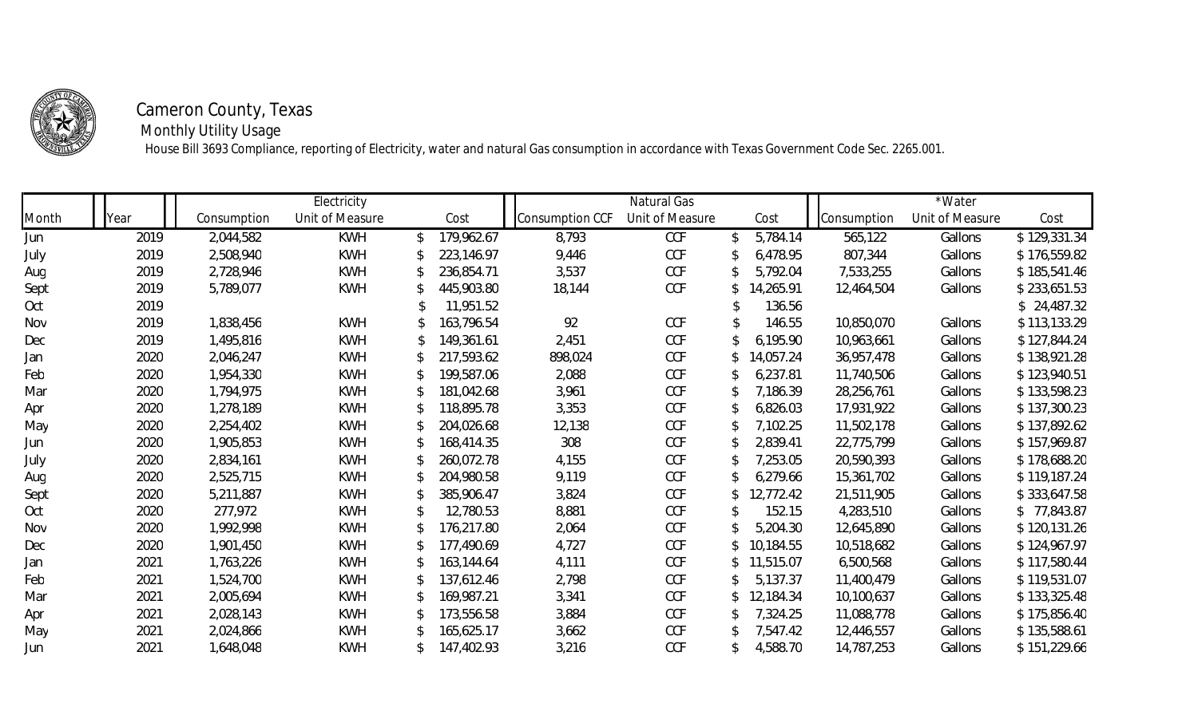# Cameron County, Texas

## Monthly Utility Usage

House Bill 3693 Compliance, reporting of Electricity, water and natural Gas consumption in accordance with Texas Government Code Sec. 2265.001.

| | | Electricity | | | Natural Gas | | | *Water | | |
|---|---|---|---|---|---|---|---|---|---|---|
| Month | Year | Consumption | Unit of Measure | Cost | Consumption CCF | Unit of Measure | Cost | Consumption | Unit of Measure | Cost |
| Jun | 2019 | 2,044,582 | KWH | $ 179,962.67 | 8,793 | CCF | $ 5,784.14 | 565,122 | Gallons | $ 129,331.34 |
| July | 2019 | 2,508,940 | KWH | $ 223,146.97 | 9,446 | CCF | $ 6,478.95 | 807,344 | Gallons | $ 176,559.82 |
| Aug | 2019 | 2,728,946 | KWH | $ 236,854.71 | 3,537 | CCF | $ 5,792.04 | 7,533,255 | Gallons | $ 185,541.46 |
| Sept | 2019 | 5,789,077 | KWH | $ 445,903.80 | 18,144 | CCF | $ 14,265.91 | 12,464,504 | Gallons | $ 233,651.53 |
| Oct | 2019 | | | $ 11,951.52 | | | $ 136.56 | | | $ 24,487.32 |
| Nov | 2019 | 1,838,456 | KWH | $ 163,796.54 | 92 | CCF | $ 146.55 | 10,850,070 | Gallons | $ 113,133.29 |
| Dec | 2019 | 1,495,816 | KWH | $ 149,361.61 | 2,451 | CCF | $ 6,195.90 | 10,963,661 | Gallons | $ 127,844.24 |
| Jan | 2020 | 2,046,247 | KWH | $ 217,593.62 | 898,024 | CCF | $ 14,057.24 | 36,957,478 | Gallons | $ 138,921.28 |
| Feb | 2020 | 1,954,330 | KWH | $ 199,587.06 | 2,088 | CCF | $ 6,237.81 | 11,740,506 | Gallons | $ 123,940.51 |
| Mar | 2020 | 1,794,975 | KWH | $ 181,042.68 | 3,961 | CCF | $ 7,186.39 | 28,256,761 | Gallons | $ 133,598.23 |
| Apr | 2020 | 1,278,189 | KWH | $ 118,895.78 | 3,353 | CCF | $ 6,826.03 | 17,931,922 | Gallons | $ 137,300.23 |
| May | 2020 | 2,254,402 | KWH | $ 204,026.68 | 12,138 | CCF | $ 7,102.25 | 11,502,178 | Gallons | $ 137,892.62 |
| Jun | 2020 | 1,905,853 | KWH | $ 168,414.35 | 308 | CCF | $ 2,839.41 | 22,775,799 | Gallons | $ 157,969.87 |
| July | 2020 | 2,834,161 | KWH | $ 260,072.78 | 4,155 | CCF | $ 7,253.05 | 20,590,393 | Gallons | $ 178,688.20 |
| Aug | 2020 | 2,525,715 | KWH | $ 204,980.58 | 9,119 | CCF | $ 6,279.66 | 15,361,702 | Gallons | $ 119,187.24 |
| Sept | 2020 | 5,211,887 | KWH | $ 385,906.47 | 3,824 | CCF | $ 12,772.42 | 21,511,905 | Gallons | $ 333,647.58 |
| Oct | 2020 | 277,972 | KWH | $ 12,780.53 | 8,881 | CCF | $ 152.15 | 4,283,510 | Gallons | $ 77,843.87 |
| Nov | 2020 | 1,992,998 | KWH | $ 176,217.80 | 2,064 | CCF | $ 5,204.30 | 12,645,890 | Gallons | $ 120,131.26 |
| Dec | 2020 | 1,901,450 | KWH | $ 177,490.69 | 4,727 | CCF | $ 10,184.55 | 10,518,682 | Gallons | $ 124,967.97 |
| Jan | 2021 | 1,763,226 | KWH | $ 163,144.64 | 4,111 | CCF | $ 11,515.07 | 6,500,568 | Gallons | $ 117,580.44 |
| Feb | 2021 | 1,524,700 | KWH | $ 137,612.46 | 2,798 | CCF | $ 5,137.37 | 11,400,479 | Gallons | $ 119,531.07 |
| Mar | 2021 | 2,005,694 | KWH | $ 169,987.21 | 3,341 | CCF | $ 12,184.34 | 10,100,637 | Gallons | $ 133,325.48 |
| Apr | 2021 | 2,028,143 | KWH | $ 173,556.58 | 3,884 | CCF | $ 7,324.25 | 11,088,778 | Gallons | $ 175,856.40 |
| May | 2021 | 2,024,866 | KWH | $ 165,625.17 | 3,662 | CCF | $ 7,547.42 | 12,446,557 | Gallons | $ 135,588.61 |
| Jun | 2021 | 1,648,048 | KWH | $ 147,402.93 | 3,216 | CCF | $ 4,588.70 | 14,787,253 | Gallons | $ 151,229.66 |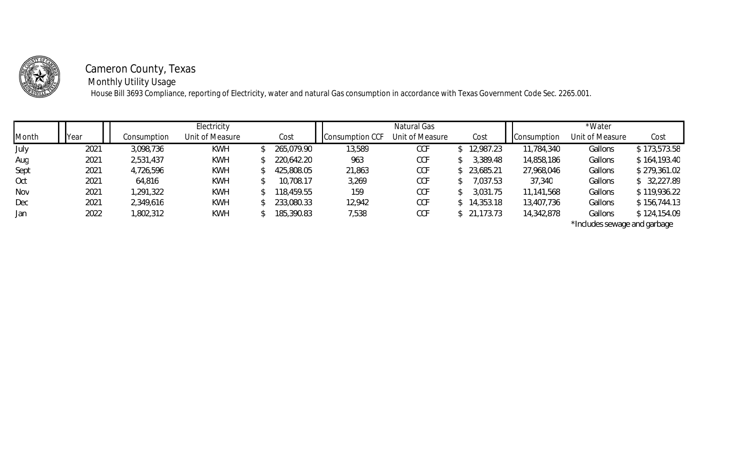# Cameron County, Texas

## Monthly Utility Usage

House Bill 3693 Compliance, reporting of Electricity, water and natural Gas consumption in accordance with Texas Government Code Sec. 2265.001.

| | | Electricity | | | Natural Gas | | | *Water | | |
|---|---|---|---|---|---|---|---|---|---|---|
| Month | Year | Consumption | Unit of Measure | Cost | Consumption CCF | Unit of Measure | Cost | Consumption | Unit of Measure | Cost |
| July | 2021 | 3,098,736 | KWH | $ 265,079.90 | 13,589 | CCF | $ 12,987.23 | 11,784,340 | Gallons | $ 173,573.58 |
| Aug | 2021 | 2,531,437 | KWH | $ 220,642.20 | 963 | CCF | $ 3,389.48 | 14,858,186 | Gallons | $ 164,193.40 |
| Sept | 2021 | 4,726,596 | KWH | $ 425,808.05 | 21,863 | CCF | $ 23,685.21 | 27,968,046 | Gallons | $ 279,361.02 |
| Oct | 2021 | 64,816 | KWH | $ 10,708.17 | 3,269 | CCF | $ 7,037.53 | 37,340 | Gallons | $ 32,227.89 |
| Nov | 2021 | 1,291,322 | KWH | $ 118,459.55 | 159 | CCF | $ 3,031.75 | 11,141,568 | Gallons | $ 119,936.22 |
| Dec | 2021 | 2,349,616 | KWH | $ 233,080.33 | 12,942 | CCF | $ 14,353.18 | 13,407,736 | Gallons | $ 156,744.13 |
| Jan | 2022 | 1,802,312 | KWH | $ 185,390.83 | 7,538 | CCF | $ 21,173.73 | 14,342,878 | Gallons | $ 124,154.09 |

*Includes sewage and garbage